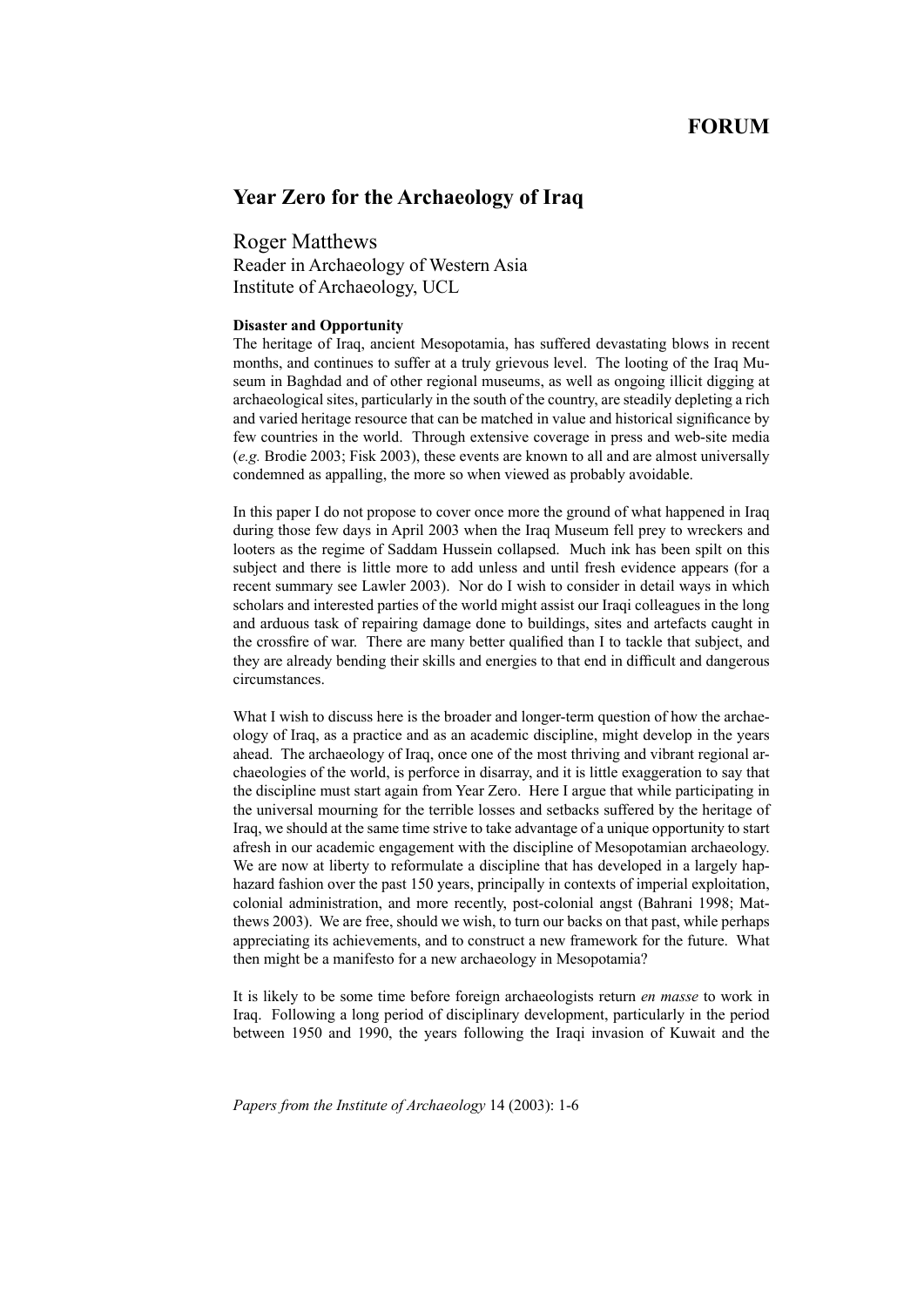## FORUM

# Year Zero for the Archaeology of Iraq

Roger Matthews
Reader in Archaeology of Western Asia
Institute of Archaeology, UCL

**Disaster and Opportunity**

The heritage of Iraq, ancient Mesopotamia, has suffered devastating blows in recent months, and continues to suffer at a truly grievous level. The looting of the Iraq Museum in Baghdad and of other regional museums, as well as ongoing illicit digging at archaeological sites, particularly in the south of the country, are steadily depleting a rich and varied heritage resource that can be matched in value and historical significance by few countries in the world. Through extensive coverage in press and web-site media (*e.g.* Brodie 2003; Fisk 2003), these events are known to all and are almost universally condemned as appalling, the more so when viewed as probably avoidable.

In this paper I do not propose to cover once more the ground of what happened in Iraq during those few days in April 2003 when the Iraq Museum fell prey to wreckers and looters as the regime of Saddam Hussein collapsed. Much ink has been spilt on this subject and there is little more to add unless and until fresh evidence appears (for a recent summary see Lawler 2003). Nor do I wish to consider in detail ways in which scholars and interested parties of the world might assist our Iraqi colleagues in the long and arduous task of repairing damage done to buildings, sites and artefacts caught in the crossfire of war. There are many better qualified than I to tackle that subject, and they are already bending their skills and energies to that end in difficult and dangerous circumstances.

What I wish to discuss here is the broader and longer-term question of how the archaeology of Iraq, as a practice and as an academic discipline, might develop in the years ahead. The archaeology of Iraq, once one of the most thriving and vibrant regional archaeologies of the world, is perforce in disarray, and it is little exaggeration to say that the discipline must start again from Year Zero. Here I argue that while participating in the universal mourning for the terrible losses and setbacks suffered by the heritage of Iraq, we should at the same time strive to take advantage of a unique opportunity to start afresh in our academic engagement with the discipline of Mesopotamian archaeology. We are now at liberty to reformulate a discipline that has developed in a largely haphazard fashion over the past 150 years, principally in contexts of imperial exploitation, colonial administration, and more recently, post-colonial angst (Bahrani 1998; Matthews 2003). We are free, should we wish, to turn our backs on that past, while perhaps appreciating its achievements, and to construct a new framework for the future. What then might be a manifesto for a new archaeology in Mesopotamia?

It is likely to be some time before foreign archaeologists return *en masse* to work in Iraq. Following a long period of disciplinary development, particularly in the period between 1950 and 1990, the years following the Iraqi invasion of Kuwait and the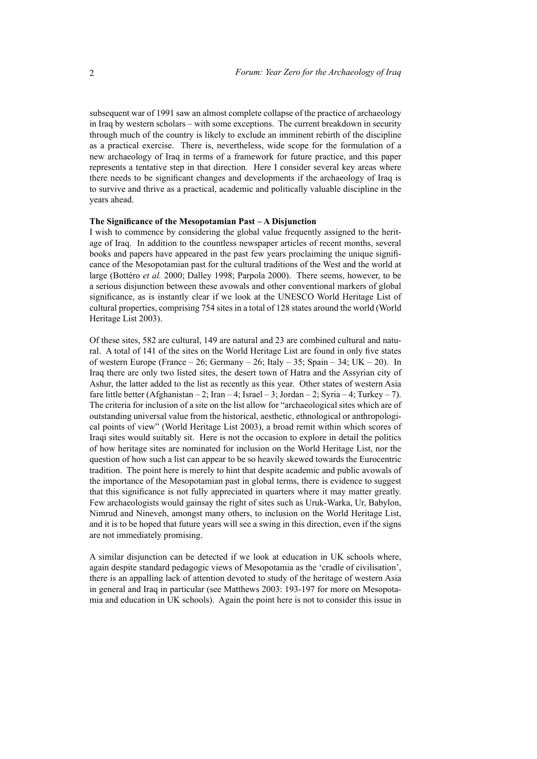subsequent war of 1991 saw an almost complete collapse of the practice of archaeology in Iraq by western scholars – with some exceptions. The current breakdown in security through much of the country is likely to exclude an imminent rebirth of the discipline as a practical exercise. There is, nevertheless, wide scope for the formulation of a new archaeology of Iraq in terms of a framework for future practice, and this paper represents a tentative step in that direction. Here I consider several key areas where there needs to be significant changes and developments if the archaeology of Iraq is to survive and thrive as a practical, academic and politically valuable discipline in the years ahead.

**The Significance of the Mesopotamian Past – A Disjunction**

I wish to commence by considering the global value frequently assigned to the heritage of Iraq. In addition to the countless newspaper articles of recent months, several books and papers have appeared in the past few years proclaiming the unique significance of the Mesopotamian past for the cultural traditions of the West and the world at large (Bottéro *et al.* 2000; Dalley 1998; Parpola 2000). There seems, however, to be a serious disjunction between these avowals and other conventional markers of global significance, as is instantly clear if we look at the UNESCO World Heritage List of cultural properties, comprising 754 sites in a total of 128 states around the world (World Heritage List 2003).

Of these sites, 582 are cultural, 149 are natural and 23 are combined cultural and natural. A total of 141 of the sites on the World Heritage List are found in only five states of western Europe (France – 26; Germany – 26; Italy – 35; Spain – 34; UK – 20). In Iraq there are only two listed sites, the desert town of Hatra and the Assyrian city of Ashur, the latter added to the list as recently as this year. Other states of western Asia fare little better (Afghanistan – 2; Iran – 4; Israel – 3; Jordan – 2; Syria – 4; Turkey – 7). The criteria for inclusion of a site on the list allow for "archaeological sites which are of outstanding universal value from the historical, aesthetic, ethnological or anthropological points of view" (World Heritage List 2003), a broad remit within which scores of Iraqi sites would suitably sit. Here is not the occasion to explore in detail the politics of how heritage sites are nominated for inclusion on the World Heritage List, nor the question of how such a list can appear to be so heavily skewed towards the Eurocentric tradition. The point here is merely to hint that despite academic and public avowals of the importance of the Mesopotamian past in global terms, there is evidence to suggest that this significance is not fully appreciated in quarters where it may matter greatly. Few archaeologists would gainsay the right of sites such as Uruk-Warka, Ur, Babylon, Nimrud and Nineveh, amongst many others, to inclusion on the World Heritage List, and it is to be hoped that future years will see a swing in this direction, even if the signs are not immediately promising.

A similar disjunction can be detected if we look at education in UK schools where, again despite standard pedagogic views of Mesopotamia as the 'cradle of civilisation', there is an appalling lack of attention devoted to study of the heritage of western Asia in general and Iraq in particular (see Matthews 2003: 193-197 for more on Mesopotamia and education in UK schools). Again the point here is not to consider this issue in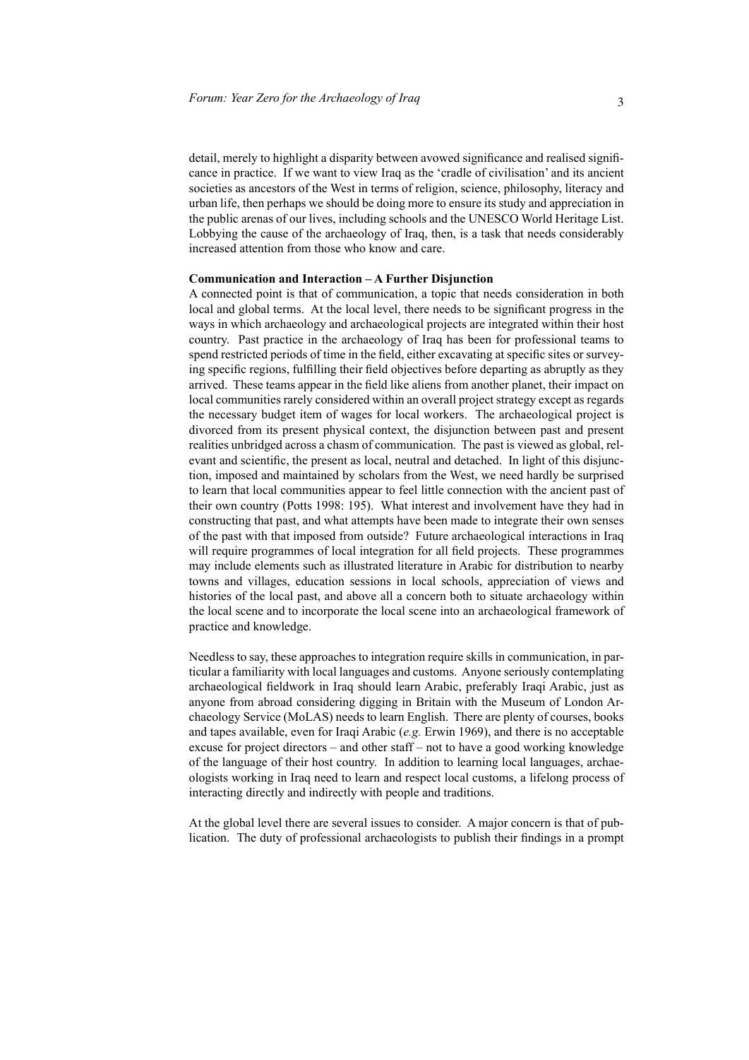detail, merely to highlight a disparity between avowed significance and realised significance in practice. If we want to view Iraq as the 'cradle of civilisation' and its ancient societies as ancestors of the West in terms of religion, science, philosophy, literacy and urban life, then perhaps we should be doing more to ensure its study and appreciation in the public arenas of our lives, including schools and the UNESCO World Heritage List. Lobbying the cause of the archaeology of Iraq, then, is a task that needs considerably increased attention from those who know and care.

**Communication and Interaction – A Further Disjunction**

A connected point is that of communication, a topic that needs consideration in both local and global terms. At the local level, there needs to be significant progress in the ways in which archaeology and archaeological projects are integrated within their host country. Past practice in the archaeology of Iraq has been for professional teams to spend restricted periods of time in the field, either excavating at specific sites or surveying specific regions, fulfilling their field objectives before departing as abruptly as they arrived. These teams appear in the field like aliens from another planet, their impact on local communities rarely considered within an overall project strategy except as regards the necessary budget item of wages for local workers. The archaeological project is divorced from its present physical context, the disjunction between past and present realities unbridged across a chasm of communication. The past is viewed as global, relevant and scientific, the present as local, neutral and detached. In light of this disjunction, imposed and maintained by scholars from the West, we need hardly be surprised to learn that local communities appear to feel little connection with the ancient past of their own country (Potts 1998: 195). What interest and involvement have they had in constructing that past, and what attempts have been made to integrate their own senses of the past with that imposed from outside? Future archaeological interactions in Iraq will require programmes of local integration for all field projects. These programmes may include elements such as illustrated literature in Arabic for distribution to nearby towns and villages, education sessions in local schools, appreciation of views and histories of the local past, and above all a concern both to situate archaeology within the local scene and to incorporate the local scene into an archaeological framework of practice and knowledge.

Needless to say, these approaches to integration require skills in communication, in particular a familiarity with local languages and customs. Anyone seriously contemplating archaeological fieldwork in Iraq should learn Arabic, preferably Iraqi Arabic, just as anyone from abroad considering digging in Britain with the Museum of London Archaeology Service (MoLAS) needs to learn English. There are plenty of courses, books and tapes available, even for Iraqi Arabic (*e.g.* Erwin 1969), and there is no acceptable excuse for project directors – and other staff – not to have a good working knowledge of the language of their host country. In addition to learning local languages, archaeologists working in Iraq need to learn and respect local customs, a lifelong process of interacting directly and indirectly with people and traditions.

At the global level there are several issues to consider. A major concern is that of publication. The duty of professional archaeologists to publish their findings in a prompt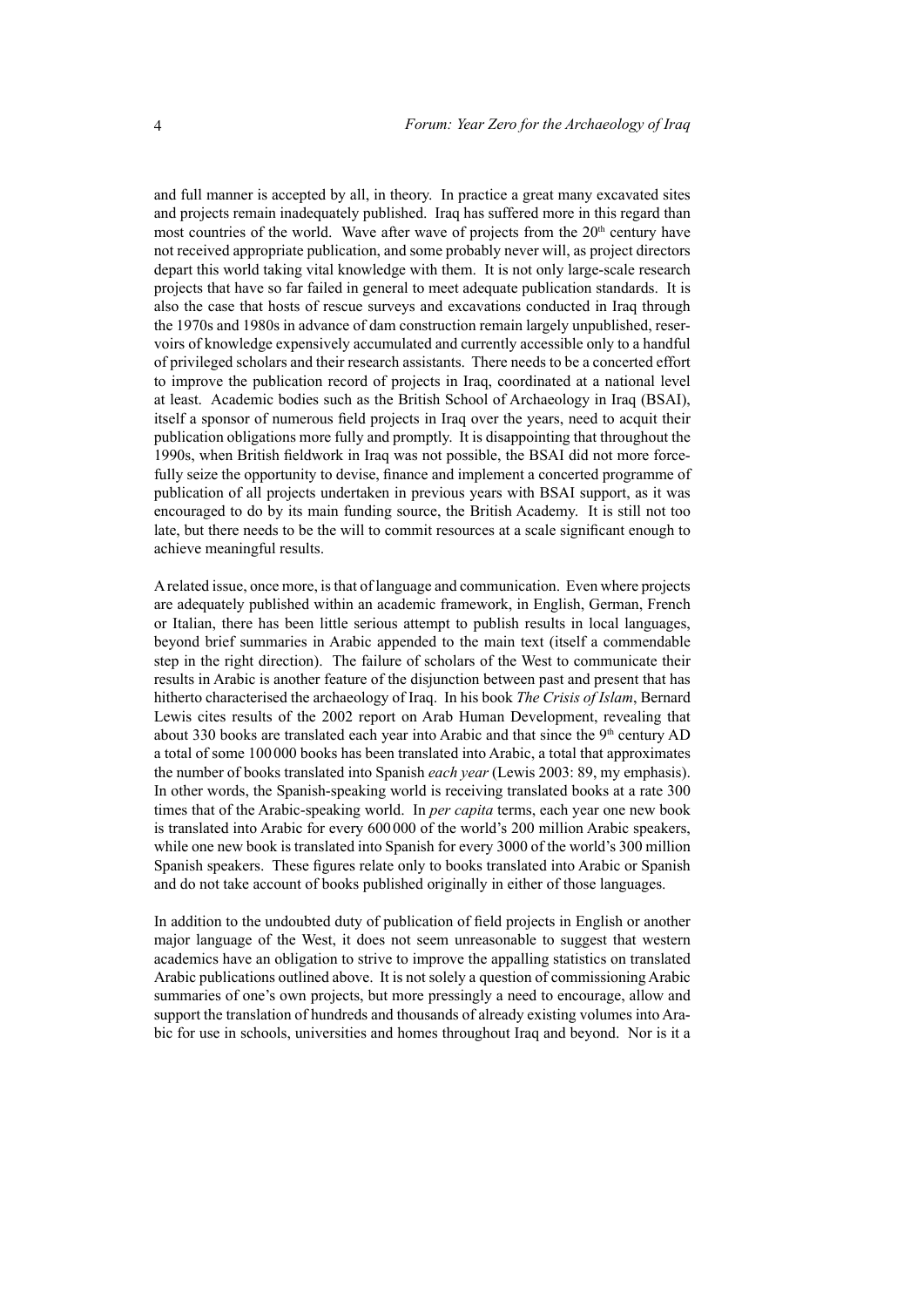and full manner is accepted by all, in theory. In practice a great many excavated sites and projects remain inadequately published. Iraq has suffered more in this regard than most countries of the world. Wave after wave of projects from the 20th century have not received appropriate publication, and some probably never will, as project directors depart this world taking vital knowledge with them. It is not only large-scale research projects that have so far failed in general to meet adequate publication standards. It is also the case that hosts of rescue surveys and excavations conducted in Iraq through the 1970s and 1980s in advance of dam construction remain largely unpublished, reservoirs of knowledge expensively accumulated and currently accessible only to a handful of privileged scholars and their research assistants. There needs to be a concerted effort to improve the publication record of projects in Iraq, coordinated at a national level at least. Academic bodies such as the British School of Archaeology in Iraq (BSAI), itself a sponsor of numerous field projects in Iraq over the years, need to acquit their publication obligations more fully and promptly. It is disappointing that throughout the 1990s, when British fieldwork in Iraq was not possible, the BSAI did not more forcefully seize the opportunity to devise, finance and implement a concerted programme of publication of all projects undertaken in previous years with BSAI support, as it was encouraged to do by its main funding source, the British Academy. It is still not too late, but there needs to be the will to commit resources at a scale significant enough to achieve meaningful results.

A related issue, once more, is that of language and communication. Even where projects are adequately published within an academic framework, in English, German, French or Italian, there has been little serious attempt to publish results in local languages, beyond brief summaries in Arabic appended to the main text (itself a commendable step in the right direction). The failure of scholars of the West to communicate their results in Arabic is another feature of the disjunction between past and present that has hitherto characterised the archaeology of Iraq. In his book *The Crisis of Islam*, Bernard Lewis cites results of the 2002 report on Arab Human Development, revealing that about 330 books are translated each year into Arabic and that since the 9th century AD a total of some 100 000 books has been translated into Arabic, a total that approximates the number of books translated into Spanish *each year* (Lewis 2003: 89, my emphasis). In other words, the Spanish-speaking world is receiving translated books at a rate 300 times that of the Arabic-speaking world. In *per capita* terms, each year one new book is translated into Arabic for every 600 000 of the world's 200 million Arabic speakers, while one new book is translated into Spanish for every 3000 of the world's 300 million Spanish speakers. These figures relate only to books translated into Arabic or Spanish and do not take account of books published originally in either of those languages.

In addition to the undoubted duty of publication of field projects in English or another major language of the West, it does not seem unreasonable to suggest that western academics have an obligation to strive to improve the appalling statistics on translated Arabic publications outlined above. It is not solely a question of commissioning Arabic summaries of one's own projects, but more pressingly a need to encourage, allow and support the translation of hundreds and thousands of already existing volumes into Arabic for use in schools, universities and homes throughout Iraq and beyond. Nor is it a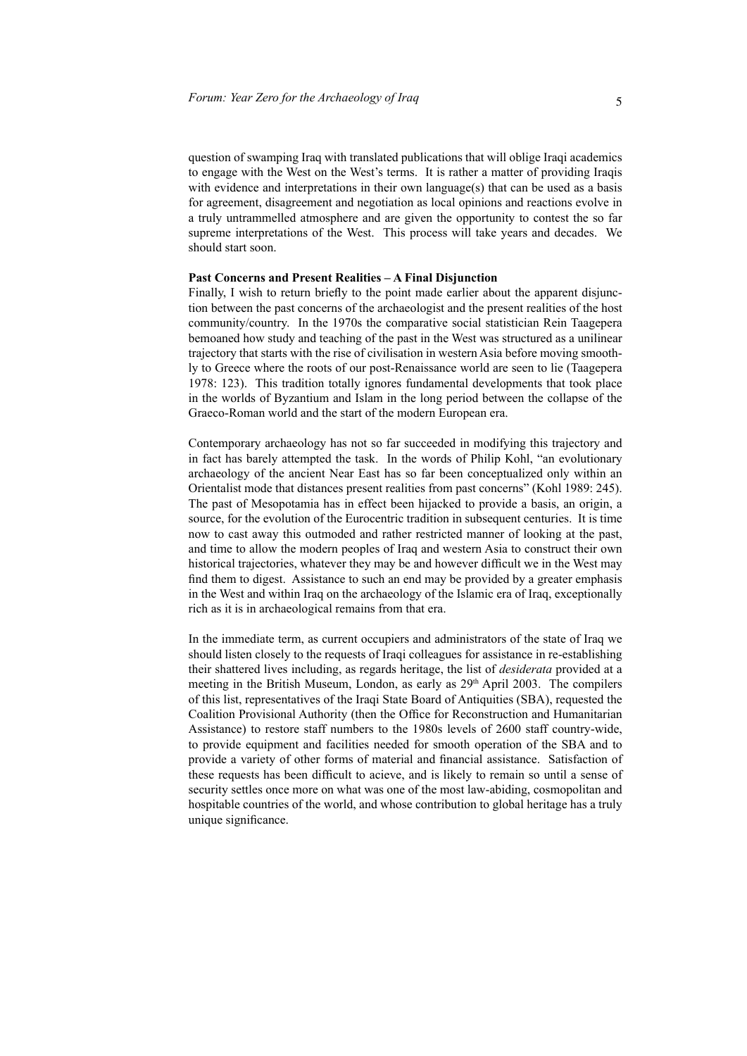question of swamping Iraq with translated publications that will oblige Iraqi academics to engage with the West on the West's terms. It is rather a matter of providing Iraqis with evidence and interpretations in their own language(s) that can be used as a basis for agreement, disagreement and negotiation as local opinions and reactions evolve in a truly untrammelled atmosphere and are given the opportunity to contest the so far supreme interpretations of the West. This process will take years and decades. We should start soon.

**Past Concerns and Present Realities – A Final Disjunction**

Finally, I wish to return briefly to the point made earlier about the apparent disjunction between the past concerns of the archaeologist and the present realities of the host community/country. In the 1970s the comparative social statistician Rein Taagepera bemoaned how study and teaching of the past in the West was structured as a unilinear trajectory that starts with the rise of civilisation in western Asia before moving smoothly to Greece where the roots of our post-Renaissance world are seen to lie (Taagepera 1978: 123). This tradition totally ignores fundamental developments that took place in the worlds of Byzantium and Islam in the long period between the collapse of the Graeco-Roman world and the start of the modern European era.

Contemporary archaeology has not so far succeeded in modifying this trajectory and in fact has barely attempted the task. In the words of Philip Kohl, "an evolutionary archaeology of the ancient Near East has so far been conceptualized only within an Orientalist mode that distances present realities from past concerns" (Kohl 1989: 245). The past of Mesopotamia has in effect been hijacked to provide a basis, an origin, a source, for the evolution of the Eurocentric tradition in subsequent centuries. It is time now to cast away this outmoded and rather restricted manner of looking at the past, and time to allow the modern peoples of Iraq and western Asia to construct their own historical trajectories, whatever they may be and however difficult we in the West may find them to digest. Assistance to such an end may be provided by a greater emphasis in the West and within Iraq on the archaeology of the Islamic era of Iraq, exceptionally rich as it is in archaeological remains from that era.

In the immediate term, as current occupiers and administrators of the state of Iraq we should listen closely to the requests of Iraqi colleagues for assistance in re-establishing their shattered lives including, as regards heritage, the list of *desiderata* provided at a meeting in the British Museum, London, as early as 29th April 2003. The compilers of this list, representatives of the Iraqi State Board of Antiquities (SBA), requested the Coalition Provisional Authority (then the Office for Reconstruction and Humanitarian Assistance) to restore staff numbers to the 1980s levels of 2600 staff country-wide, to provide equipment and facilities needed for smooth operation of the SBA and to provide a variety of other forms of material and financial assistance. Satisfaction of these requests has been difficult to acieve, and is likely to remain so until a sense of security settles once more on what was one of the most law-abiding, cosmopolitan and hospitable countries of the world, and whose contribution to global heritage has a truly unique significance.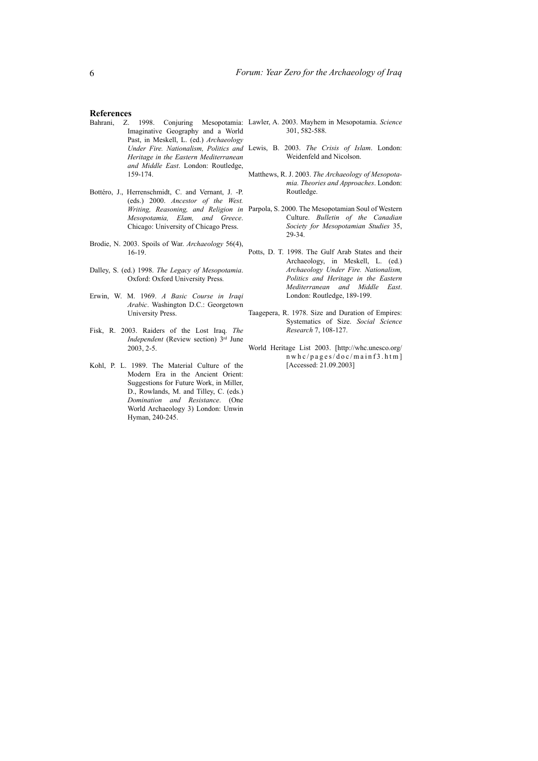## References

Bahrani, Z. 1998. Conjuring Mesopotamia: Imaginative Geography and a World Past, in Meskell, L. (ed.) *Archaeology Under Fire. Nationalism, Politics and Heritage in the Eastern Mediterranean and Middle East*. London: Routledge, 159-174.

Bottéro, J., Herrenschmidt, C. and Vernant, J. -P. (eds.) 2000. *Ancestor of the West. Writing, Reasoning, and Religion in Mesopotamia, Elam, and Greece*. Chicago: University of Chicago Press.

Brodie, N. 2003. Spoils of War. *Archaeology* 56(4), 16-19.

Dalley, S. (ed.) 1998. *The Legacy of Mesopotamia*. Oxford: Oxford University Press.

Erwin, W. M. 1969. *A Basic Course in Iraqi Arabic*. Washington D.C.: Georgetown University Press.

Fisk, R. 2003. Raiders of the Lost Iraq. *The Independent* (Review section) 3rd June 2003, 2-5.

Kohl, P. L. 1989. The Material Culture of the Modern Era in the Ancient Orient: Suggestions for Future Work, in Miller, D., Rowlands, M. and Tilley, C. (eds.) *Domination and Resistance*. (One World Archaeology 3) London: Unwin Hyman, 240-245.

Lawler, A. 2003. Mayhem in Mesopotamia. *Science* 301, 582-588.

Lewis, B. 2003. *The Crisis of Islam*. London: Weidenfeld and Nicolson.

Matthews, R. J. 2003. *The Archaeology of Mesopotamia. Theories and Approaches*. London: Routledge.

Parpola, S. 2000. The Mesopotamian Soul of Western Culture. *Bulletin of the Canadian Society for Mesopotamian Studies* 35, 29-34.

Potts, D. T. 1998. The Gulf Arab States and their Archaeology, in Meskell, L. (ed.) *Archaeology Under Fire. Nationalism, Politics and Heritage in the Eastern Mediterranean and Middle East*. London: Routledge, 189-199.

Taagepera, R. 1978. Size and Duration of Empires: Systematics of Size. *Social Science Research* 7, 108-127.

World Heritage List 2003. [http://whc.unesco.org/nwhc/pages/doc/mainf3.htm] [Accessed: 21.09.2003]